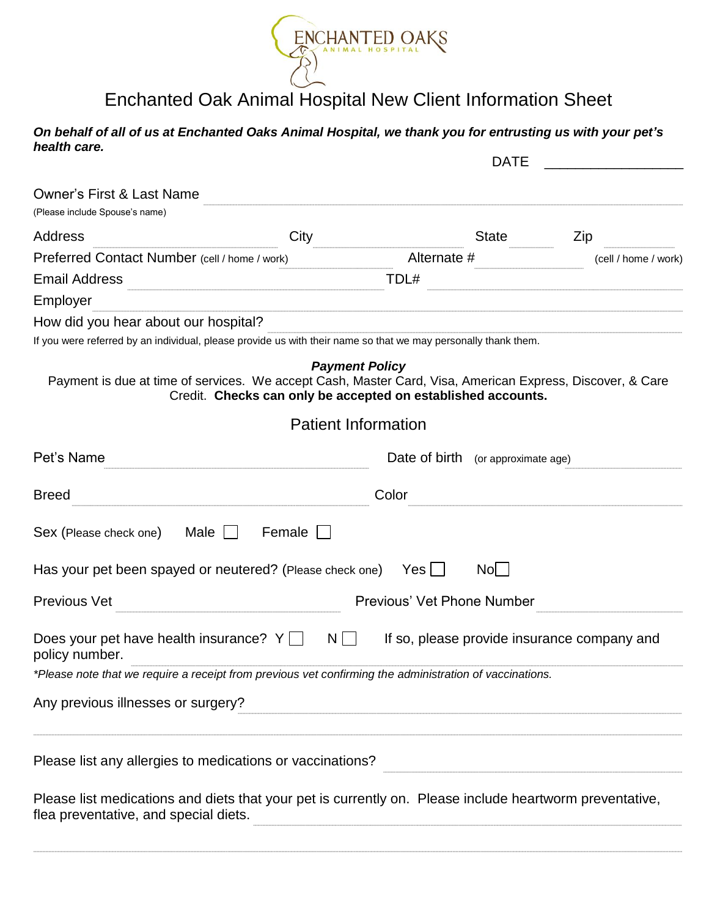ENCHANTED OAKS
ANIMAL HOSPITAL

# Enchanted Oak Animal Hospital New Client Information Sheet

***On behalf of all of us at Enchanted Oaks Animal Hospital, we thank you for entrusting us with your pet's health care.***

DATE ______________

Owner's First & Last Name ______________
(Please include Spouse's name)

Address ______________ City ______________ State ______ Zip ______

Preferred Contact Number (cell / home / work) ______________ Alternate # ______________ (cell / home / work)

Email Address ______________ TDL# ______________

Employer ______________

How did you hear about our hospital? ______________

If you were referred by an individual, please provide us with their name so that we may personally thank them.

***Payment Policy***

Payment is due at time of services. We accept Cash, Master Card, Visa, American Express, Discover, & Care Credit. **Checks can only be accepted on established accounts.**

## Patient Information

Pet's Name ______________ Date of birth (or approximate age) ______________

Breed ______________ Color ______________

Sex (Please check one) Male ☐ Female ☐

Has your pet been spayed or neutered? (Please check one) Yes ☐ No ☐

Previous Vet ______________ Previous' Vet Phone Number ______________

Does your pet have health insurance? Y ☐ N ☐ If so, please provide insurance company and policy number. ______________

*\*Please note that we require a receipt from previous vet confirming the administration of vaccinations.*

Any previous illnesses or surgery? ______________

______________

Please list any allergies to medications or vaccinations? ______________

Please list medications and diets that your pet is currently on. Please include heartworm preventative, flea preventative, and special diets. ______________

______________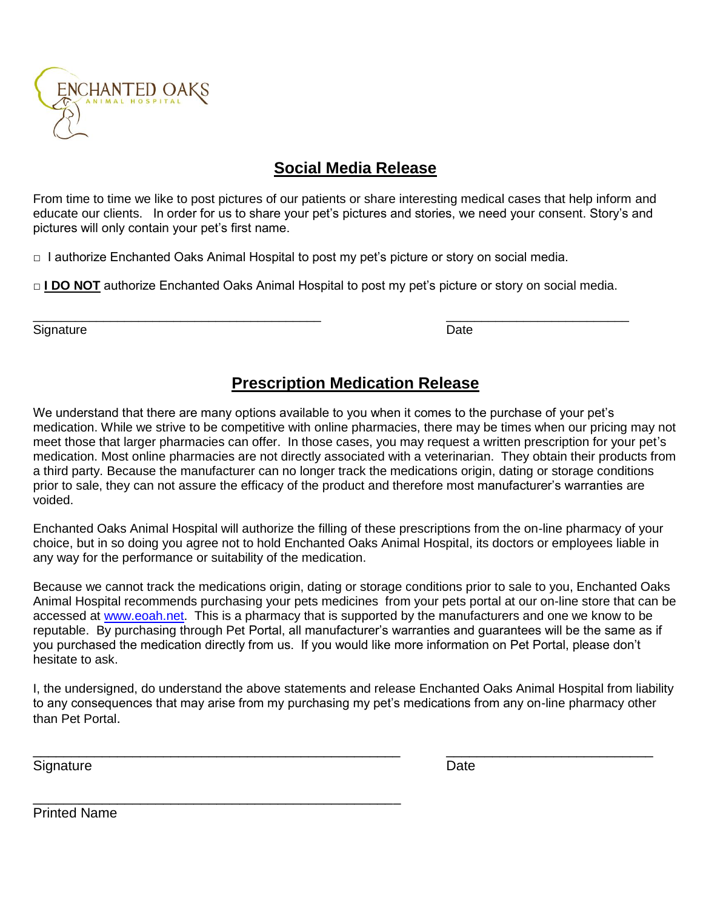ENCHANTED OAKS
ANIMAL HOSPITAL

## Social Media Release

From time to time we like to post pictures of our patients or share interesting medical cases that help inform and educate our clients. In order for us to share your pet's pictures and stories, we need your consent. Story's and pictures will only contain your pet's first name.

□ I authorize Enchanted Oaks Animal Hospital to post my pet's picture or story on social media.

□ **I DO NOT** authorize Enchanted Oaks Animal Hospital to post my pet's picture or story on social media.

\_\_\_\_\_\_\_\_\_\_\_\_\_\_\_\_\_\_\_\_\_\_\_\_\_\_\_\_\_\_\_\_\_\_\_\_\_\_\_\_ \_\_\_\_\_\_\_\_\_\_\_\_\_\_\_\_\_\_\_\_\_\_\_\_\_\_

Signature Date

## Prescription Medication Release

We understand that there are many options available to you when it comes to the purchase of your pet's medication. While we strive to be competitive with online pharmacies, there may be times when our pricing may not meet those that larger pharmacies can offer. In those cases, you may request a written prescription for your pet's medication. Most online pharmacies are not directly associated with a veterinarian. They obtain their products from a third party. Because the manufacturer can no longer track the medications origin, dating or storage conditions prior to sale, they can not assure the efficacy of the product and therefore most manufacturer's warranties are voided.

Enchanted Oaks Animal Hospital will authorize the filling of these prescriptions from the on-line pharmacy of your choice, but in so doing you agree not to hold Enchanted Oaks Animal Hospital, its doctors or employees liable in any way for the performance or suitability of the medication.

Because we cannot track the medications origin, dating or storage conditions prior to sale to you, Enchanted Oaks Animal Hospital recommends purchasing your pets medicines from your pets portal at our on-line store that can be accessed at www.eoah.net. This is a pharmacy that is supported by the manufacturers and one we know to be reputable. By purchasing through Pet Portal, all manufacturer's warranties and guarantees will be the same as if you purchased the medication directly from us. If you would like more information on Pet Portal, please don't hesitate to ask.

I, the undersigned, do understand the above statements and release Enchanted Oaks Animal Hospital from liability to any consequences that may arise from my purchasing my pet's medications from any on-line pharmacy other than Pet Portal.

\_\_\_\_\_\_\_\_\_\_\_\_\_\_\_\_\_\_\_\_\_\_\_\_\_\_\_\_\_\_\_\_\_\_\_\_\_\_\_\_\_\_\_\_\_\_\_\_\_\_ \_\_\_\_\_\_\_\_\_\_\_\_\_\_\_\_\_\_\_\_\_\_\_\_\_\_\_\_\_

Signature Date

\_\_\_\_\_\_\_\_\_\_\_\_\_\_\_\_\_\_\_\_\_\_\_\_\_\_\_\_\_\_\_\_\_\_\_\_\_\_\_\_\_\_\_\_\_\_\_\_\_\_

Printed Name